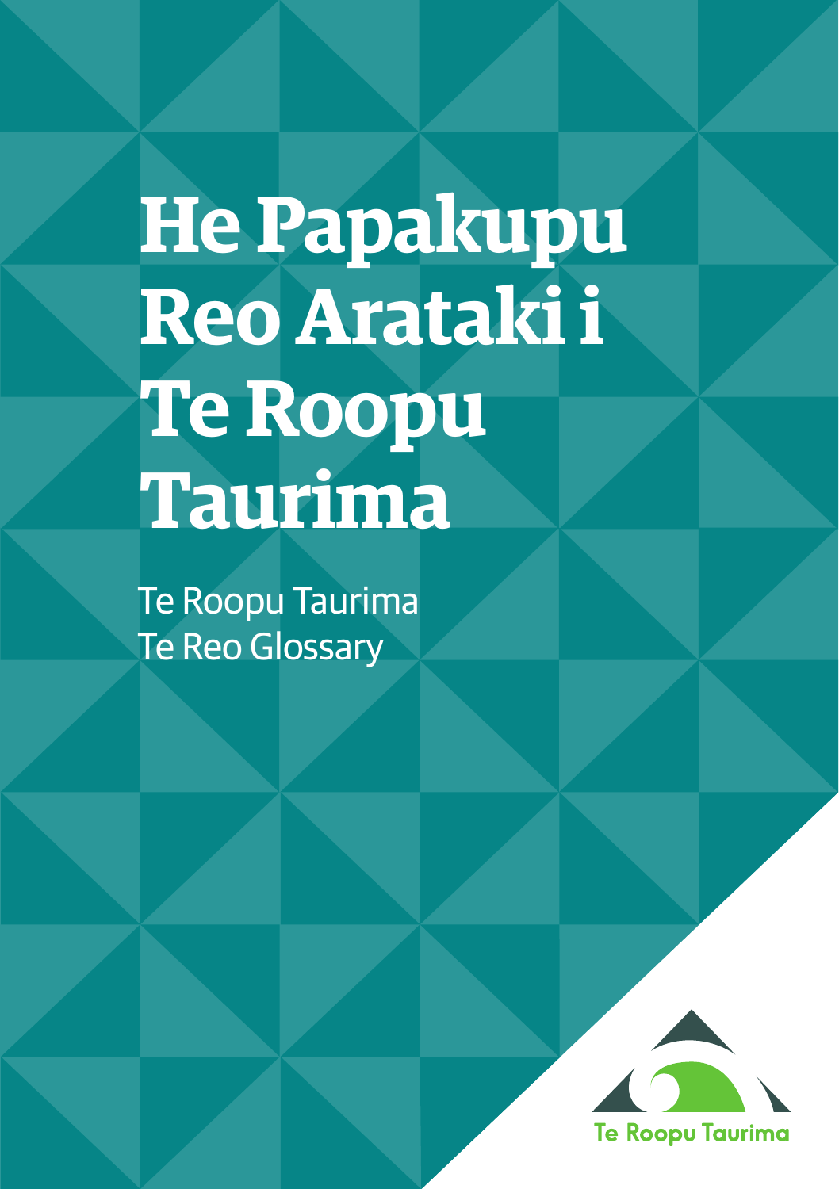# He Papakupu Reo Arataki i Te Roopu Taurima

Te Roopu Taurima
Te Reo Glossary

Te Roopu Taurima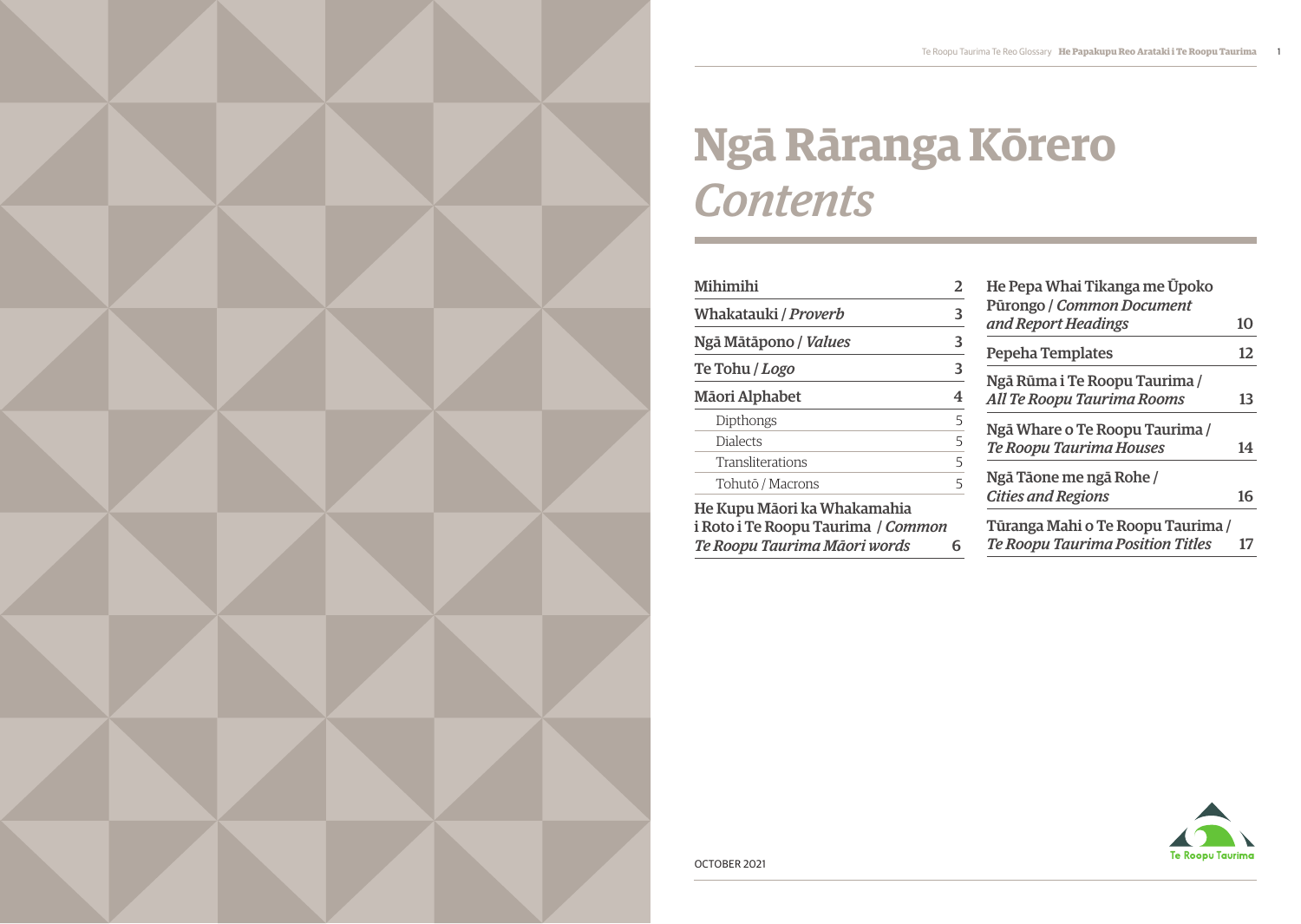# Ngā Rāranga Kōrero *Contents*

| | |
|---|---|
| Mihimihi | 2 |
| Whakatauki / *Proverb* | 3 |
| Ngā Mātāpono / *Values* | 3 |
| Te Tohu / *Logo* | 3 |
| Māori Alphabet | 4 |
| Dipthongs | 5 |
| Dialects | 5 |
| Transliterations | 5 |
| Tohutō / Macrons | 5 |
| He Kupu Māori ka Whakamahia i Roto i Te Roopu Taurima / *Common Te Roopu Taurima Māori words* | 6 |
| He Pepa Whai Tikanga me Ūpoko Pūrongo / *Common Document and Report Headings* | 10 |
| Pepeha Templates | 12 |
| Ngā Rūma i Te Roopu Taurima / *All Te Roopu Taurima Rooms* | 13 |
| Ngā Whare o Te Roopu Taurima / *Te Roopu Taurima Houses* | 14 |
| Ngā Tāone me ngā Rohe / *Cities and Regions* | 16 |
| Tūranga Mahi o Te Roopu Taurima / *Te Roopu Taurima Position Titles* | 17 |

Te Roopu Taurima

OCTOBER 2021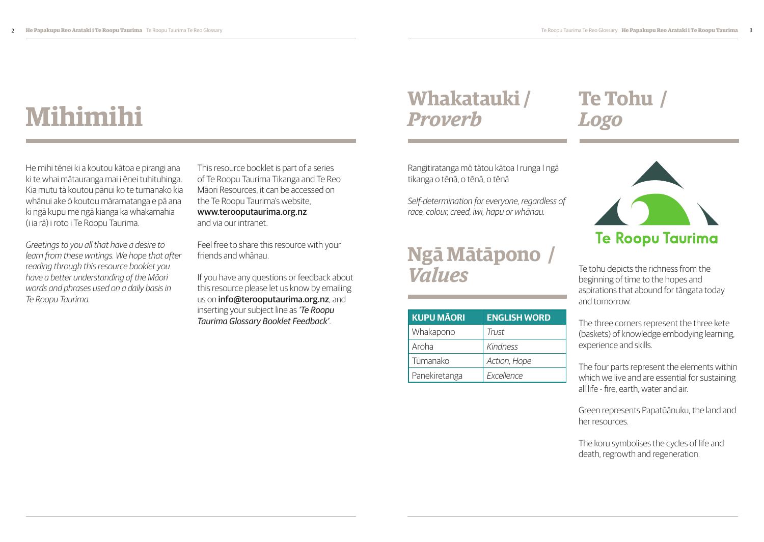# Mihimihi

He mihi tēnei ki a koutou kātoa e pirangi ana ki te whai mātauranga mai i ēnei tuhituhinga. Kia mutu tā koutou pānui ko te tumanako kia whānui ake ō koutou māramatanga e pā ana ki ngā kupu me ngā kīanga ka whakamahia (i ia rā) i roto i Te Roopu Taurima.

*Greetings to you all that have a desire to learn from these writings. We hope that after reading through this resource booklet you have a better understanding of the Māori words and phrases used on a daily basis in Te Roopu Taurima.*

This resource booklet is part of a series of Te Roopu Taurima Tikanga and Te Reo Māori Resources, it can be accessed on the Te Roopu Taurima's website, **www.terooputaurima.org.nz** and via our intranet.

Feel free to share this resource with your friends and whānau.

If you have any questions or feedback about this resource please let us know by emailing us on **info@terooputaurima.org.nz**, and inserting your subject line as *'Te Roopu Taurima Glossary Booklet Feedback'*.

# Whakatauki / *Proverb*

Rangitiratanga mō tātou kātoa I runga I ngā tikanga o tēnā, o tēnā, o tēnā

*Self-determination for everyone, regardless of race, colour, creed, iwi, hapu or whānau.*

# Ngā Mātāpono / *Values*

| KUPU MĀORI | ENGLISH WORD |
|---|---|
| Whakapono | *Trust* |
| Aroha | *Kindness* |
| Tūmanako | *Action, Hope* |
| Panekiretanga | *Excellence* |

# Te Tohu / *Logo*

Te Roopu Taurima

Te tohu depicts the richness from the beginning of time to the hopes and aspirations that abound for tāngata today and tomorrow.

The three corners represent the three kete (baskets) of knowledge embodying learning, experience and skills.

The four parts represent the elements within which we live and are essential for sustaining all life - fire, earth, water and air.

Green represents Papatūānuku, the land and her resources.

The koru symbolises the cycles of life and death, regrowth and regeneration.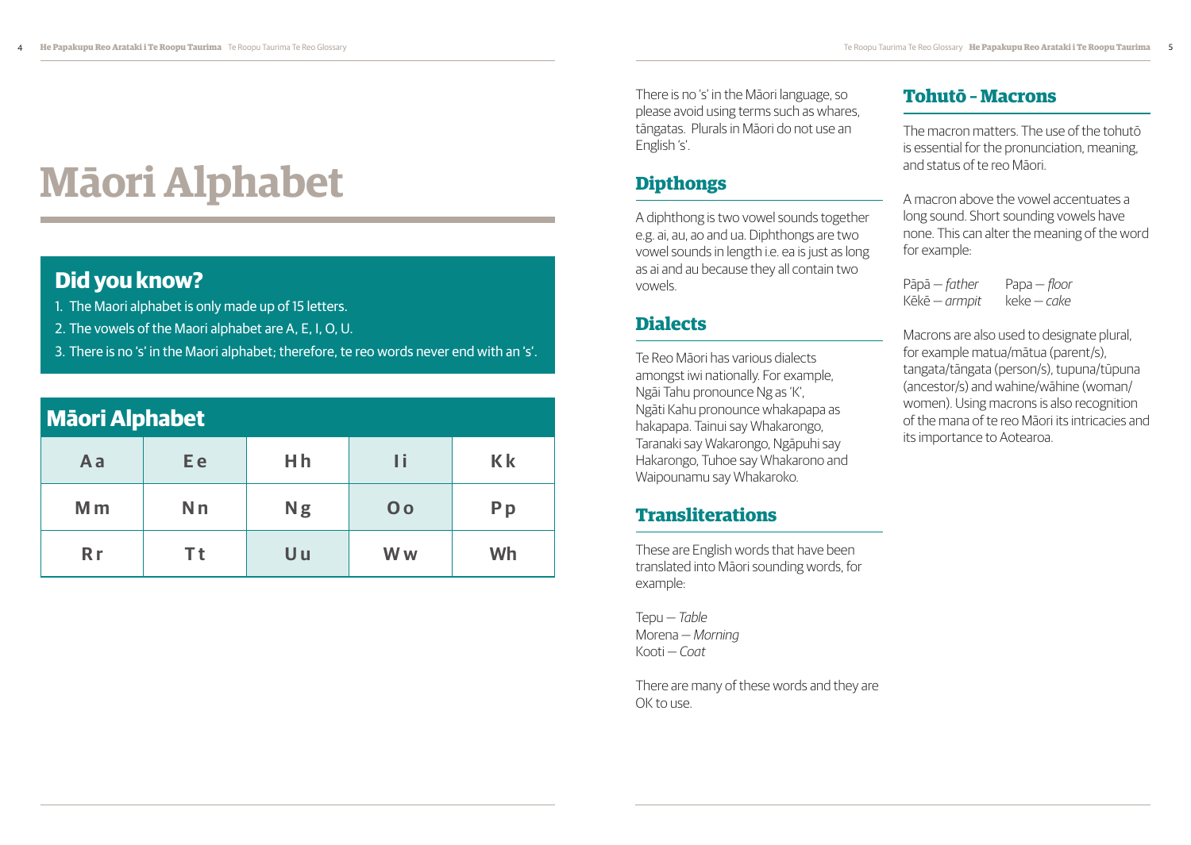# Māori Alphabet

## Did you know?

1. The Maori alphabet is only made up of 15 letters.
2. The vowels of the Maori alphabet are A, E, I, O, U.
3. There is no 's' in the Maori alphabet; therefore, te reo words never end with an 's'.

## Māori Alphabet

| | | | | |
|---|---|---|---|---|
| Aa | Ee | Hh | Ii | Kk |
| Mm | Nn | Ng | Oo | Pp |
| Rr | Tt | Uu | Ww | Wh |

There is no 's' in the Māori language, so please avoid using terms such as whares, tāngatas. Plurals in Māori do not use an English 's'.

## Dipthongs

A diphthong is two vowel sounds together e.g. ai, au, ao and ua. Diphthongs are two vowel sounds in length i.e. ea is just as long as ai and au because they all contain two vowels.

## Dialects

Te Reo Māori has various dialects amongst iwi nationally. For example, Ngāi Tahu pronounce Ng as 'K', Ngāti Kahu pronounce whakapapa as hakapapa. Tainui say Whakarongo, Taranaki say Wakarongo, Ngāpuhi say Hakarongo, Tuhoe say Whakarono and Waipounamu say Whakaroko.

## Transliterations

These are English words that have been translated into Māori sounding words, for example:

Tepu – *Table*
Morena – *Morning*
Kooti – *Coat*

There are many of these words and they are OK to use.

## Tohutō - Macrons

The macron matters. The use of the tohutō is essential for the pronunciation, meaning, and status of te reo Māori.

A macron above the vowel accentuates a long sound. Short sounding vowels have none. This can alter the meaning of the word for example:

Pāpā – *father* Papa – *floor*
Kēkē – *armpit* keke – *cake*

Macrons are also used to designate plural, for example matua/mātua (parent/s), tangata/tāngata (person/s), tupuna/tūpuna (ancestor/s) and wahine/wāhine (woman/women). Using macrons is also recognition of the mana of te reo Māori its intricacies and its importance to Aotearoa.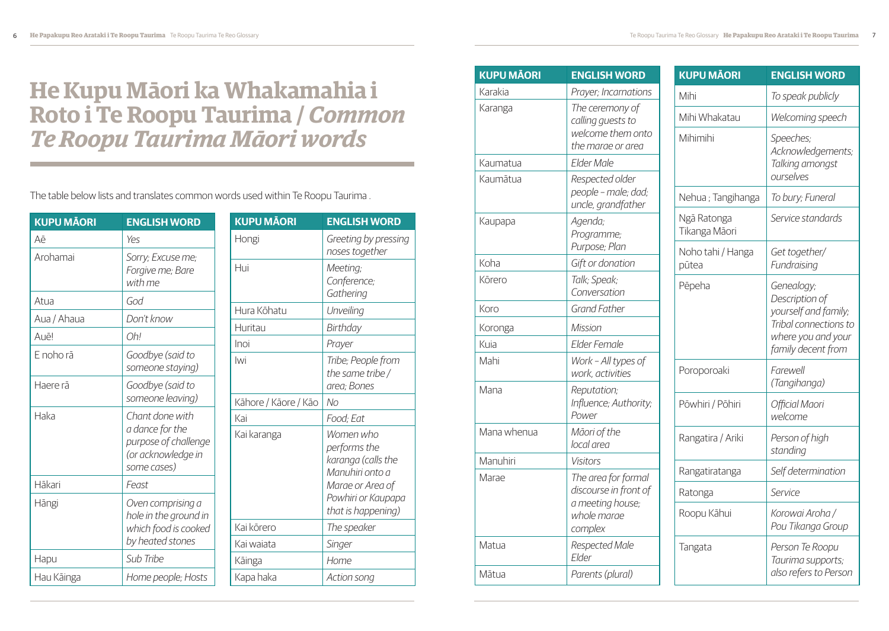# He Kupu Māori ka Whakamahia i Roto i Te Roopu Taurima / *Common Te Roopu Taurima Māori words*

The table below lists and translates common words used within Te Roopu Taurima .

| KUPU MĀORI | ENGLISH WORD |
|---|---|
| Aē | *Yes* |
| Arohamai | *Sorry; Excuse me; Forgive me; Bare with me* |
| Atua | *God* |
| Aua / Ahaua | *Don't know* |
| Auē! | *Oh!* |
| E noho rā | *Goodbye (said to someone staying)* |
| Haere rā | *Goodbye (said to someone leaving)* |
| Haka | *Chant done with a dance for the purpose of challenge (or acknowledge in some cases)* |
| Hākari | *Feast* |
| Hāngi | *Oven comprising a hole in the ground in which food is cooked by heated stones* |
| Hapu | *Sub Tribe* |
| Hau Kāinga | *Home people; Hosts* |

| KUPU MĀORI | ENGLISH WORD |
|---|---|
| Hongi | *Greeting by pressing noses together* |
| Hui | *Meeting; Conference; Gathering* |
| Hura Kōhatu | *Unveiling* |
| Huritau | *Birthday* |
| Inoi | *Prayer* |
| Iwi | *Tribe; People from the same tribe / area; Bones* |
| Kāhore / Kāore / Kāo | *No* |
| Kai | *Food; Eat* |
| Kai karanga | *Women who performs the karanga (calls the Manuhiri onto a Marae or Area of Powhiri or Kaupapa that is happening)* |
| Kai kōrero | *The speaker* |
| Kai waiata | *Singer* |
| Kāinga | *Home* |
| Kapa haka | *Action song* |

| KUPU MĀORI | ENGLISH WORD |
|---|---|
| Karakia | *Prayer; Incarnations* |
| Karanga | *The ceremony of calling guests to welcome them onto the marae or area* |
| Kaumatua | *Elder Male* |
| Kaumātua | *Respected older people – male; dad; uncle, grandfather* |
| Kaupapa | *Agenda; Programme; Purpose; Plan* |
| Koha | *Gift or donation* |
| Kōrero | *Talk; Speak; Conversation* |
| Koro | *Grand Father* |
| Koronga | *Mission* |
| Kuia | *Elder Female* |
| Mahi | *Work – All types of work, activities* |
| Mana | *Reputation; Influence; Authority; Power* |
| Mana whenua | *Māori of the local area* |
| Manuhiri | *Visitors* |
| Marae | *The area for formal discourse in front of a meeting house; whole marae complex* |
| Matua | *Respected Male Elder* |
| Mātua | *Parents (plural)* |

| KUPU MĀORI | ENGLISH WORD |
|---|---|
| Mihi | *To speak publicly* |
| Mihi Whakatau | *Welcoming speech* |
| Mihimihi | *Speeches; Acknowledgements; Talking amongst ourselves* |
| Nehua ; Tangihanga | *To bury; Funeral* |
| Ngā Ratonga Tikanga Māori | *Service standards* |
| Noho tahi / Hanga pūtea | *Get together/ Fundraising* |
| Pēpeha | *Genealogy; Description of yourself and family; Tribal connections to where you and your family decent from* |
| Poroporoaki | *Farewell (Tangihanga)* |
| Pōwhiri / Pōhiri | *Official Maori welcome* |
| Rangatira / Ariki | *Person of high standing* |
| Rangatiratanga | *Self determination* |
| Ratonga | *Service* |
| Roopu Kāhui | *Korowai Aroha / Pou Tikanga Group* |
| Tangata | *Person Te Roopu Taurima supports; also refers to Person* |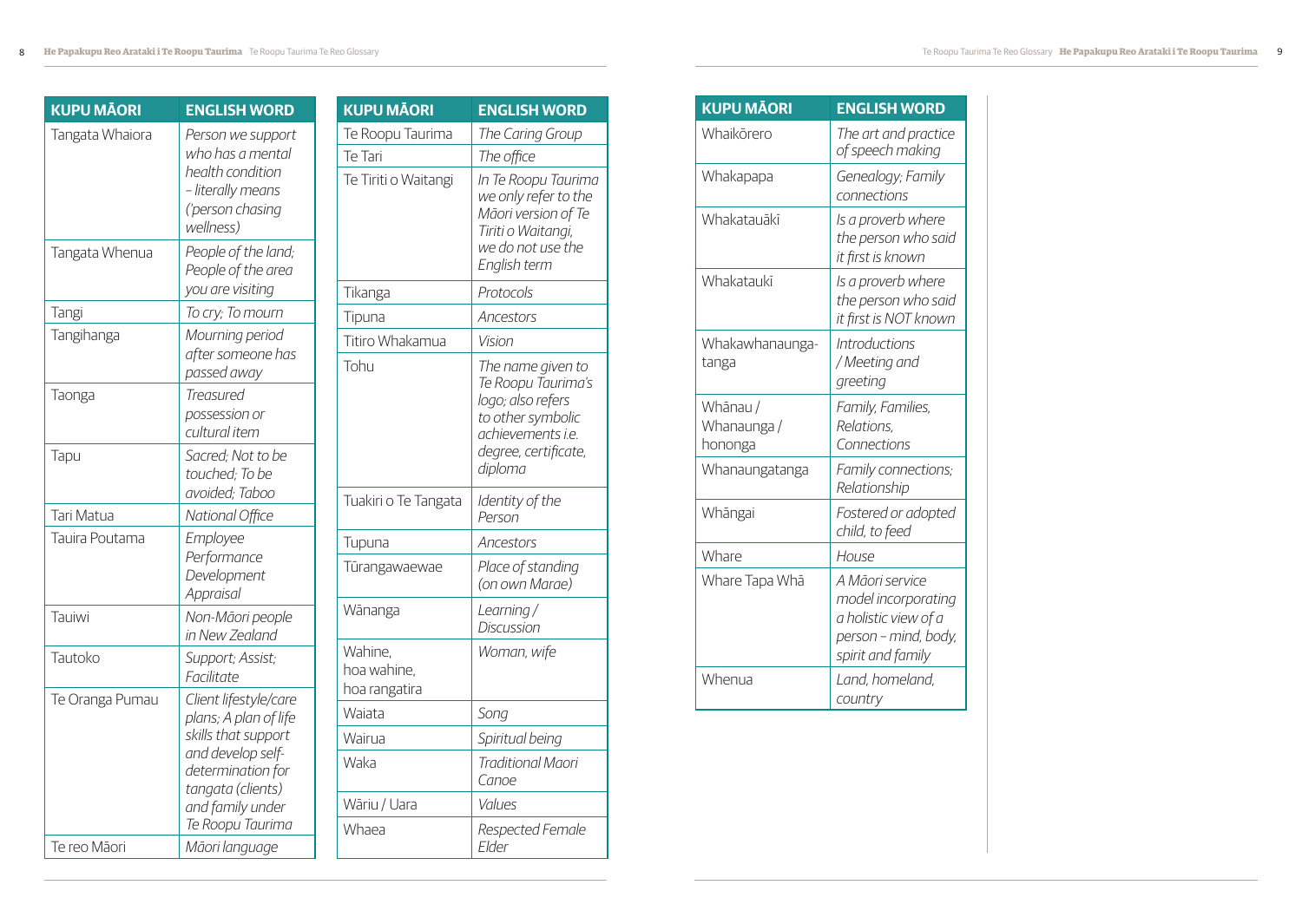| KUPU MĀORI | ENGLISH WORD |
|---|---|
| Tangata Whaiora | *Person we support who has a mental health condition – literally means ('person chasing wellness)* |
| Tangata Whenua | *People of the land; People of the area you are visiting* |
| Tangi | *To cry; To mourn* |
| Tangihanga | *Mourning period after someone has passed away* |
| Taonga | *Treasured possession or cultural item* |
| Tapu | *Sacred; Not to be touched; To be avoided; Taboo* |
| Tari Matua | *National Office* |
| Tauira Poutama | *Employee Performance Development Appraisal* |
| Tauiwi | *Non-Māori people in New Zealand* |
| Tautoko | *Support; Assist; Facilitate* |
| Te Oranga Pumau | *Client lifestyle/care plans; A plan of life skills that support and develop self-determination for tangata (clients) and family under Te Roopu Taurima* |
| Te reo Māori | *Māori language* |

| KUPU MĀORI | ENGLISH WORD |
|---|---|
| Te Roopu Taurima | *The Caring Group* |
| Te Tari | *The office* |
| Te Tiriti o Waitangi | *In Te Roopu Taurima we only refer to the Māori version of Te Tiriti o Waitangi, we do not use the English term* |
| Tikanga | *Protocols* |
| Tipuna | *Ancestors* |
| Titiro Whakamua | *Vision* |
| Tohu | *The name given to Te Roopu Taurima's logo; also refers to other symbolic achievements i.e. degree, certificate, diploma* |
| Tuakiri o Te Tangata | *Identity of the Person* |
| Tupuna | *Ancestors* |
| Tūrangawaewae | *Place of standing (on own Marae)* |
| Wānanga | *Learning / Discussion* |
| Wahine, hoa wahine, hoa rangatira | *Woman, wife* |
| Waiata | *Song* |
| Wairua | *Spiritual being* |
| Waka | *Traditional Maori Canoe* |
| Wāriu / Uara | *Values* |
| Whaea | *Respected Female Elder* |

| KUPU MĀORI | ENGLISH WORD |
|---|---|
| Whaikōrero | *The art and practice of speech making* |
| Whakapapa | *Genealogy; Family connections* |
| Whakatauākī | *Is a proverb where the person who said it first is known* |
| Whakataukī | *Is a proverb where the person who said it first is NOT known* |
| Whakawhanaungatanga | *Introductions / Meeting and greeting* |
| Whānau / Whanaunga / hononga | *Family, Families, Relations, Connections* |
| Whanaungatanga | *Family connections; Relationship* |
| Whāngai | *Fostered or adopted child, to feed* |
| Whare | *House* |
| Whare Tapa Whā | *A Māori service model incorporating a holistic view of a person – mind, body, spirit and family* |
| Whenua | *Land, homeland, country* |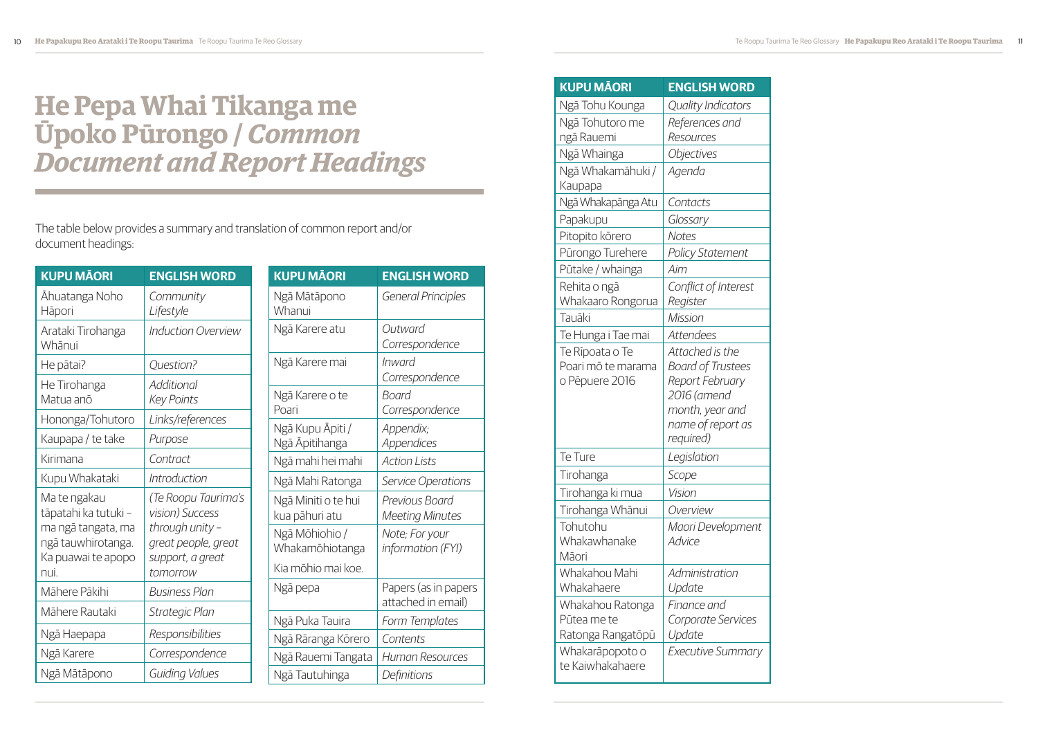# He Pepa Whai Tikanga me Ūpoko Pūrongo / *Common Document and Report Headings*

The table below provides a summary and translation of common report and/or document headings:

| KUPU MĀORI | ENGLISH WORD |
|---|---|
| Āhuatanga Noho Hāpori | *Community Lifestyle* |
| Arataki Tirohanga Whānui | *Induction Overview* |
| He pātai? | *Question?* |
| He Tirohanga Matua anō | *Additional Key Points* |
| Hononga/Tohutoro | *Links/references* |
| Kaupapa / te take | *Purpose* |
| Kirimana | *Contract* |
| Kupu Whakataki | *Introduction* |
| Ma te ngakau tāpatahi ka tutuki – ma ngā tangata, ma ngā tauwhirotanga. Ka puawai te apopo nui. | *(Te Roopu Taurima's vision) Success through unity – great people, great support, a great tomorrow* |
| Māhere Pākihi | *Business Plan* |
| Māhere Rautaki | *Strategic Plan* |
| Ngā Haepapa | *Responsibilities* |
| Ngā Karere | *Correspondence* |
| Ngā Mātāpono | *Guiding Values* |
| Ngā Mātāpono Whanui | *General Principles* |
| Ngā Karere atu | *Outward Correspondence* |
| Ngā Karere mai | *Inward Correspondence* |
| Ngā Karere o te Poari | *Board Correspondence* |
| Ngā Kupu Āpiti / Ngā Āpitihanga | *Appendix; Appendices* |
| Ngā mahi hei mahi | *Action Lists* |
| Ngā Mahi Ratonga | *Service Operations* |
| Ngā Miniti o te hui kua pāhuri atu | *Previous Board Meeting Minutes* |
| Ngā Mōhiohio / Whakamōhiotanga<br>Kia mōhio mai koe. | *Note; For your information (FYI)* |
| Ngā pepa | Papers (as in papers attached in email) |
| Ngā Puka Tauira | *Form Templates* |
| Ngā Rāranga Kōrero | *Contents* |
| Ngā Rauemi Tangata | *Human Resources* |
| Ngā Tautuhinga | *Definitions* |
| Ngā Tohu Kounga | *Quality Indicators* |
| Ngā Tohutoro me ngā Rauemi | *References and Resources* |
| Ngā Whainga | *Objectives* |
| Ngā Whakamāhuki / Kaupapa | *Agenda* |
| Ngā Whakapānga Atu | *Contacts* |
| Papakupu | *Glossary* |
| Pitopito kōrero | *Notes* |
| Pūrongo Turehere | *Policy Statement* |
| Pūtake / whainga | *Aim* |
| Rehita o ngā Whakaaro Rongorua | *Conflict of Interest Register* |
| Tauāki | *Mission* |
| Te Hunga i Tae mai | *Attendees* |
| Te Rīpoata o Te Poari mō te marama o Pēpuere 2016 | *Attached is the Board of Trustees Report February 2016 (amend month, year and name of report as required)* |
| Te Ture | *Legislation* |
| Tirohanga | *Scope* |
| Tirohanga ki mua | *Vision* |
| Tirohanga Whānui | *Overview* |
| Tohutohu Whakawhanake Māori | *Maori Development Advice* |
| Whakahou Mahi Whakahaere | *Administration Update* |
| Whakahou Ratonga Pūtea me te Ratonga Rangatōpū | *Finance and Corporate Services Update* |
| Whakarāpopoto o te Kaiwhakahaere | *Executive Summary* |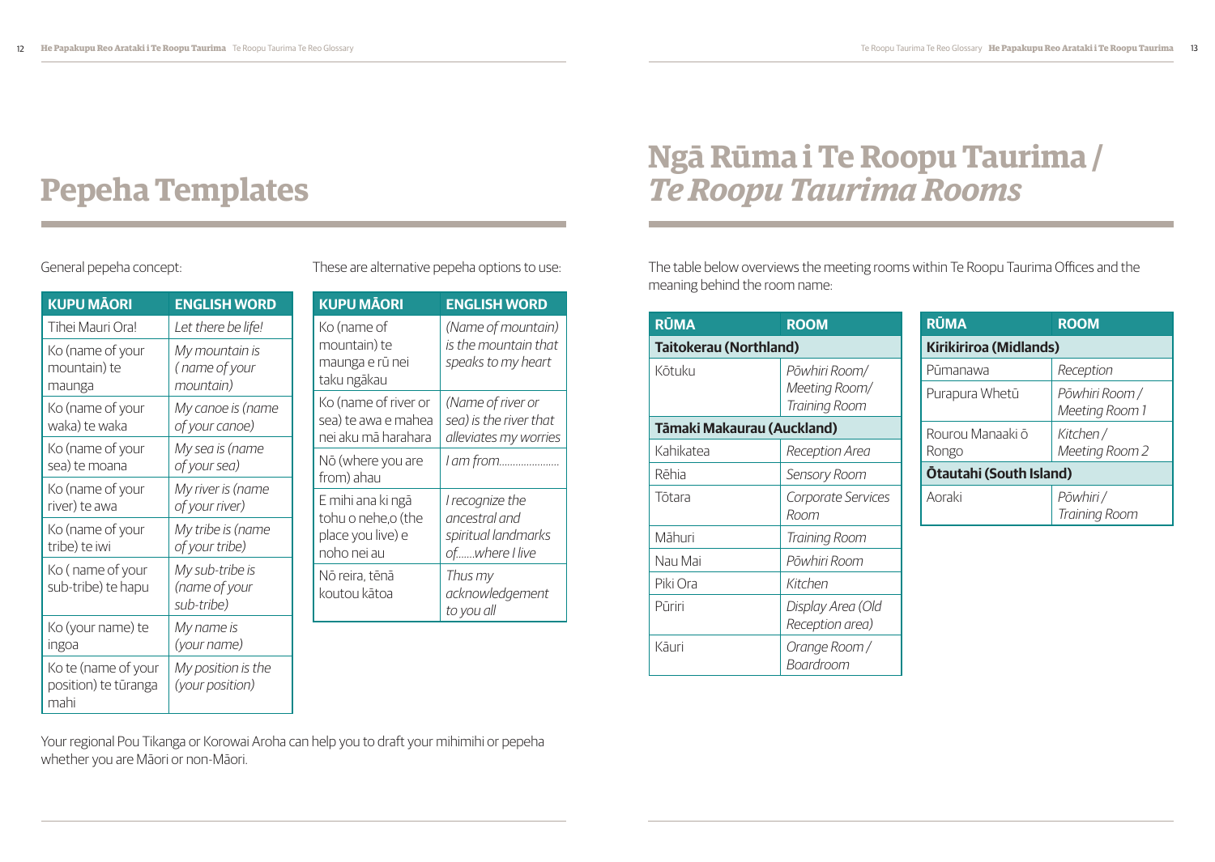# Pepeha Templates

General pepeha concept:

| KUPU MĀORI | ENGLISH WORD |
|---|---|
| Tihei Mauri Ora! | *Let there be life!* |
| Ko (name of your mountain) te maunga | *My mountain is ( name of your mountain)* |
| Ko (name of your waka) te waka | *My canoe is (name of your canoe)* |
| Ko (name of your sea) te moana | *My sea is (name of your sea)* |
| Ko (name of your river) te awa | *My river is (name of your river)* |
| Ko (name of your tribe) te iwi | *My tribe is (name of your tribe)* |
| Ko ( name of your sub-tribe) te hapu | *My sub-tribe is (name of your sub-tribe)* |
| Ko (your name) te ingoa | *My name is (your name)* |
| Ko te (name of your position) te tūranga mahi | *My position is the (your position)* |

These are alternative pepeha options to use:

| KUPU MĀORI | ENGLISH WORD |
|---|---|
| Ko (name of mountain) te maunga e rū nei taku ngākau | *(Name of mountain) is the mountain that speaks to my heart* |
| Ko (name of river or sea) te awa e mahea nei aku mā harahara | *(Name of river or sea) is the river that alleviates my worries* |
| Nō (where you are from) ahau | *I am from......................* |
| E mihi ana ki ngā tohu o nehe,o (the place you live) e noho nei au | *I recognize the ancestral and spiritual landmarks of.......where I live* |
| Nō reira, tēnā koutou kātoa | *Thus my acknowledgement to you all* |

Your regional Pou Tikanga or Korowai Aroha can help you to draft your mihimihi or pepeha whether you are Māori or non-Māori.

# Ngā Rūma i Te Roopu Taurima / *Te Roopu Taurima Rooms*

The table below overviews the meeting rooms within Te Roopu Taurima Offices and the meaning behind the room name:

| RŪMA | ROOM |
|---|---|
| **Taitokerau (Northland)** | |
| Kōtuku | *Pōwhiri Room/ Meeting Room/ Training Room* |
| **Tāmaki Makaurau (Auckland)** | |
| Kahikatea | *Reception Area* |
| Rēhia | *Sensory Room* |
| Tōtara | *Corporate Services Room* |
| Māhuri | *Training Room* |
| Nau Mai | *Pōwhiri Room* |
| Piki Ora | *Kitchen* |
| Pūriri | *Display Area (Old Reception area)* |
| Kāuri | *Orange Room / Boardroom* |

| RŪMA | ROOM |
|---|---|
| **Kirikiriroa (Midlands)** | |
| Pūmanawa | *Reception* |
| Purapura Whetū | *Pōwhiri Room / Meeting Room 1* |
| Rourou Manaaki ō Rongo | *Kitchen / Meeting Room 2* |
| **Ōtautahi (South Island)** | |
| Aoraki | *Pōwhiri / Training Room* |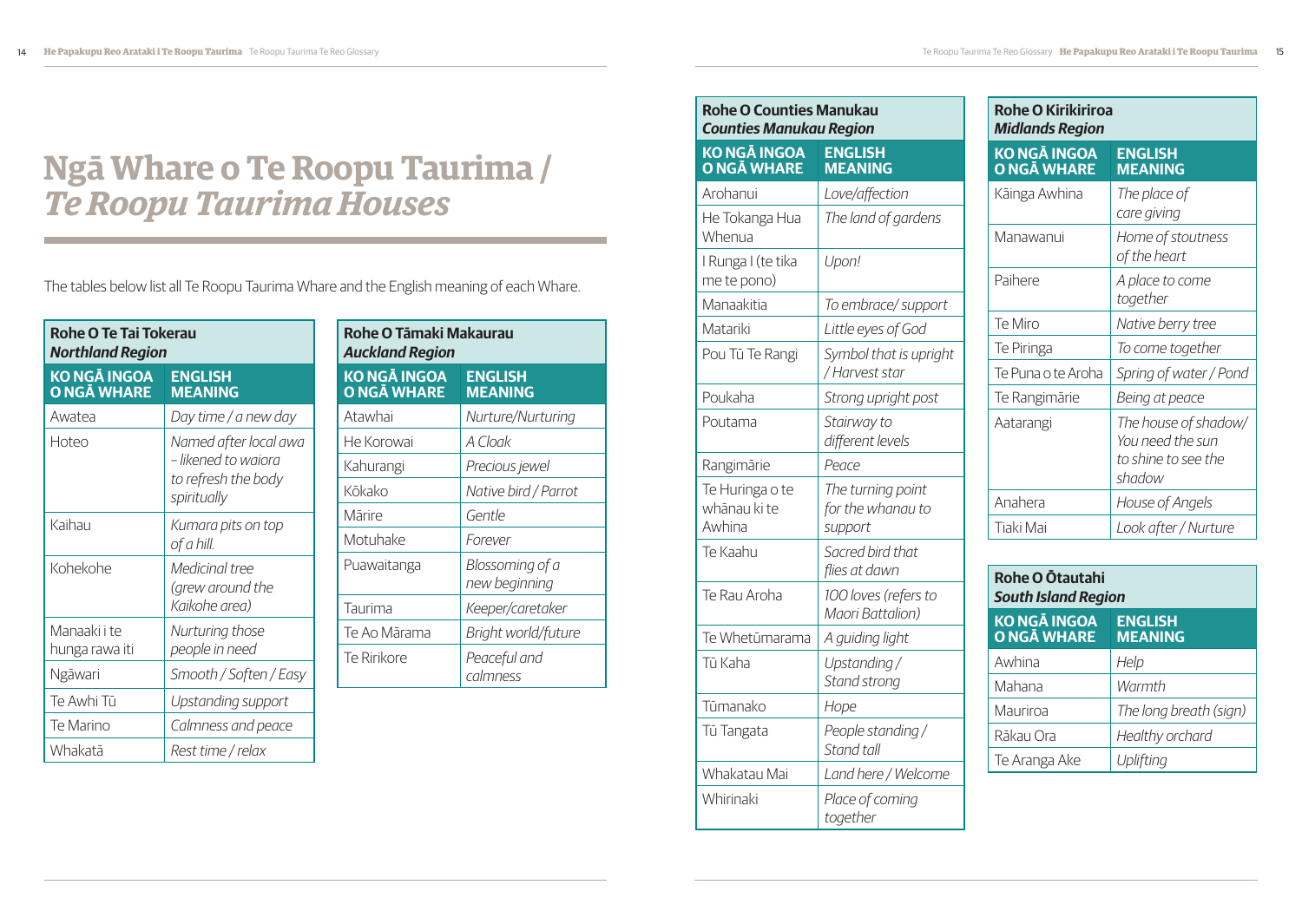# Ngā Whare o Te Roopu Taurima / *Te Roopu Taurima Houses*

The tables below list all Te Roopu Taurima Whare and the English meaning of each Whare.

| **Rohe O Te Tai Tokerau** *Northland Region* | |
|---|---|
| **KO NGĀ INGOA O NGĀ WHARE** | **ENGLISH MEANING** |
| Awatea | *Day time / a new day* |
| Hoteo | *Named after local awa – likened to waiora to refresh the body spiritually* |
| Kaihau | *Kumara pits on top of a hill.* |
| Kohekohe | *Medicinal tree (grew around the Kaikohe area)* |
| Manaaki i te hunga rawa iti | *Nurturing those people in need* |
| Ngāwari | *Smooth / Soften / Easy* |
| Te Awhi Tū | *Upstanding support* |
| Te Marino | *Calmness and peace* |
| Whakatā | *Rest time / relax* |

| **Rohe O Tāmaki Makaurau** *Auckland Region* | |
|---|---|
| **KO NGĀ INGOA O NGĀ WHARE** | **ENGLISH MEANING** |
| Atawhai | *Nurture/Nurturing* |
| He Korowai | *A Cloak* |
| Kahurangi | *Precious jewel* |
| Kōkako | *Native bird / Parrot* |
| Mārire | *Gentle* |
| Motuhake | *Forever* |
| Puawaitanga | *Blossoming of a new beginning* |
| Taurima | *Keeper/caretaker* |
| Te Ao Mārama | *Bright world/future* |
| Te Ririkore | *Peaceful and calmness* |

| **Rohe O Counties Manukau** *Counties Manukau Region* | |
|---|---|
| **KO NGĀ INGOA O NGĀ WHARE** | **ENGLISH MEANING** |
| Arohanui | *Love/affection* |
| He Tokanga Hua Whenua | *The land of gardens* |
| I Runga I (te tika me te pono) | *Upon!* |
| Manaakitia | *To embrace/ support* |
| Matariki | *Little eyes of God* |
| Pou Tū Te Rangi | *Symbol that is upright / Harvest star* |
| Poukaha | *Strong upright post* |
| Poutama | *Stairway to different levels* |
| Rangimārie | *Peace* |
| Te Huringa o te whānau ki te Awhina | *The turning point for the whanau to support* |
| Te Kaahu | *Sacred bird that flies at dawn* |
| Te Rau Aroha | *100 loves (refers to Maori Battalion)* |
| Te Whetūmarama | *A guiding light* |
| Tū Kaha | *Upstanding / Stand strong* |
| Tūmanako | *Hope* |
| Tū Tangata | *People standing / Stand tall* |
| Whakatau Mai | *Land here / Welcome* |
| Whirinaki | *Place of coming together* |

| **Rohe O Kirikiriroa** *Midlands Region* | |
|---|---|
| **KO NGĀ INGOA O NGĀ WHARE** | **ENGLISH MEANING** |
| Kāinga Awhina | *The place of care giving* |
| Manawanui | *Home of stoutness of the heart* |
| Paihere | *A place to come together* |
| Te Miro | *Native berry tree* |
| Te Piringa | *To come together* |
| Te Puna o te Aroha | *Spring of water / Pond* |
| Te Rangimārie | *Being at peace* |
| Aatarangi | *The house of shadow/ You need the sun to shine to see the shadow* |
| Anahera | *House of Angels* |
| Tiaki Mai | *Look after / Nurture* |

| **Rohe O Ōtautahi** *South Island Region* | |
|---|---|
| **KO NGĀ INGOA O NGĀ WHARE** | **ENGLISH MEANING** |
| Awhina | *Help* |
| Mahana | *Warmth* |
| Mauriroa | *The long breath (sign)* |
| Rākau Ora | *Healthy orchard* |
| Te Aranga Ake | *Uplifting* |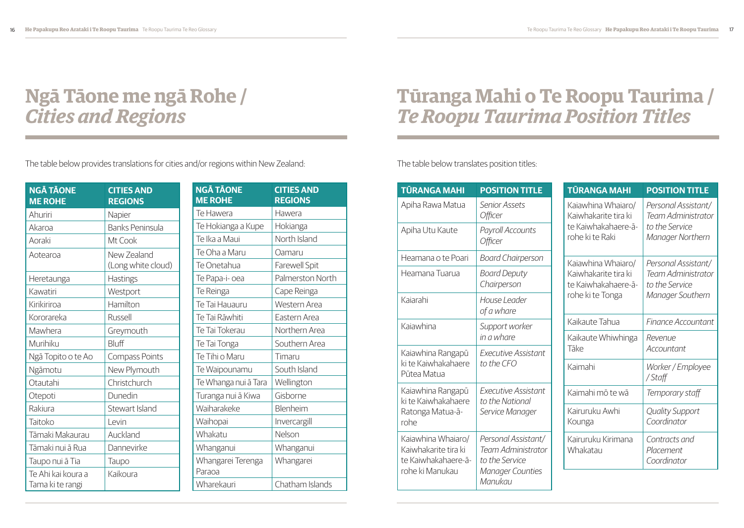# Ngā Tāone me ngā Rohe / *Cities and Regions*

The table below provides translations for cities and/or regions within New Zealand:

| NGĀ TĀONE ME ROHE | CITIES AND REGIONS |
|---|---|
| Ahuriri | Napier |
| Akaroa | Banks Peninsula |
| Aoraki | Mt Cook |
| Aotearoa | New Zealand (Long white cloud) |
| Heretaunga | Hastings |
| Kawatiri | Westport |
| Kirikiriroa | Hamilton |
| Kororareka | Russell |
| Mawhera | Greymouth |
| Murihiku | Bluff |
| Ngā Topito o te Ao | Compass Points |
| Ngāmotu | New Plymouth |
| Otautahi | Christchurch |
| Otepoti | Dunedin |
| Rakiura | Stewart Island |
| Taitoko | Levin |
| Tāmaki Makaurau | Auckland |
| Tāmaki nui ā Rua | Dannevirke |
| Taupo nui ā Tia | Taupo |
| Te Ahi kai koura a Tama ki te rangi | Kaikoura |
| Te Hawera | Hawera |
| Te Hokianga a Kupe | Hokianga |
| Te Ika a Maui | North Island |
| Te Oha a Maru | Oamaru |
| Te Onetahua | Farewell Spit |
| Te Papa-i- oea | Palmerston North |
| Te Reinga | Cape Reinga |
| Te Tai Hauauru | Western Area |
| Te Tai Rāwhiti | Eastern Area |
| Te Tai Tokerau | Northern Area |
| Te Tai Tonga | Southern Area |
| Te Tihi o Maru | Timaru |
| Te Waipounamu | South Island |
| Te Whanga nui ā Tara | Wellington |
| Turanga nui ā Kiwa | Gisborne |
| Waiharakeke | Blenheim |
| Waihopai | Invercargill |
| Whakatu | Nelson |
| Whanganui | Whanganui |
| Whangarei Terenga Paraoa | Whangarei |
| Wharekauri | Chatham Islands |

# Tūranga Mahi o Te Roopu Taurima / *Te Roopu Taurima Position Titles*

The table below translates position titles:

| TŪRANGA MAHI | POSITION TITLE |
|---|---|
| Apiha Rawa Matua | *Senior Assets Officer* |
| Apiha Utu Kaute | *Payroll Accounts Officer* |
| Heamana o te Poari | *Board Chairperson* |
| Heamana Tuarua | *Board Deputy Chairperson* |
| Kaiarahi | *House Leader of a whare* |
| Kaiawhina | *Support worker in a whare* |
| Kaiawhina Rangapū ki te Kaiwhakahaere Pūtea Matua | *Executive Assistant to the CFO* |
| Kaiawhina Rangapū ki te Kaiwhakahaere Ratonga Matua-ā-rohe | *Executive Assistant to the National Service Manager* |
| Kaiawhina Whaiaro/ Kaiwhakarite tira ki te Kaiwhakahaere-ā-rohe ki Manukau | *Personal Assistant/ Team Administrator to the Service Manager Counties Manukau* |
| Kaiawhina Whaiaro/ Kaiwhakarite tira ki te Kaiwhakahaere-ā-rohe ki te Raki | *Personal Assistant/ Team Administrator to the Service Manager Northern* |
| Kaiawhina Whaiaro/ Kaiwhakarite tira ki te Kaiwhakahaere-ā-rohe ki te Tonga | *Personal Assistant/ Team Administrator to the Service Manager Southern* |
| Kaikaute Tahua | *Finance Accountant* |
| Kaikaute Whiwhinga Tāke | *Revenue Accountant* |
| Kaimahi | *Worker / Employee / Staff* |
| Kaimahi mō te wā | *Temporary staff* |
| Kairuruku Awhi Kounga | *Quality Support Coordinator* |
| Kairuruku Kirimana Whakatau | *Contracts and Placement Coordinator* |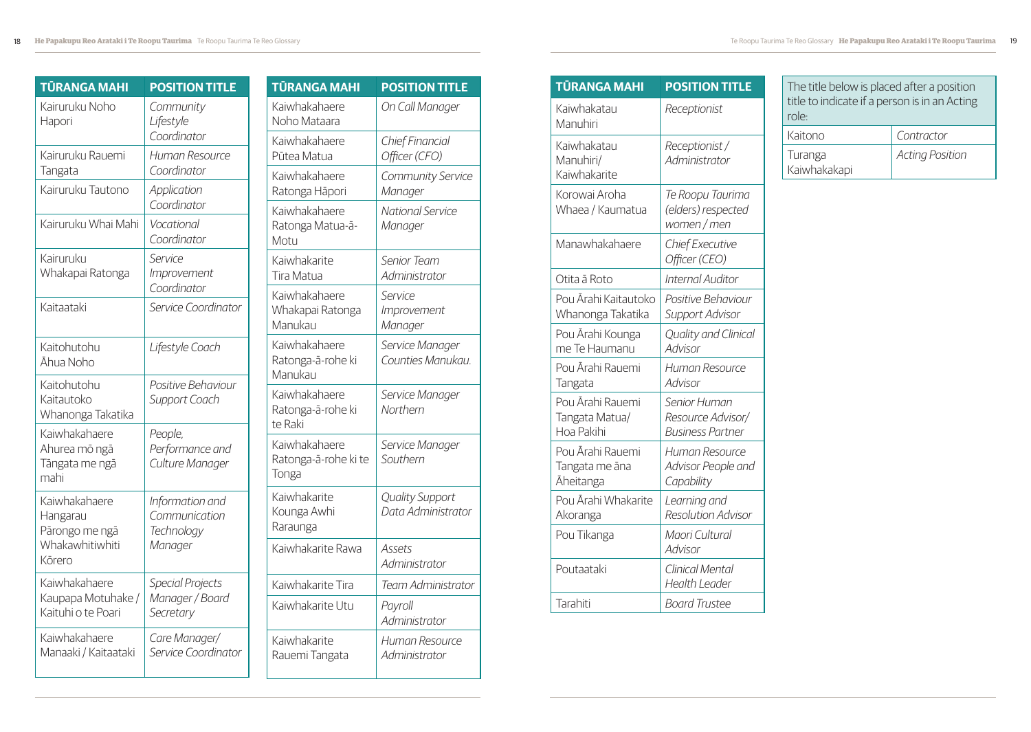| TŪRANGA MAHI | POSITION TITLE |
|---|---|
| Kairuruku Noho Hapori | *Community Lifestyle Coordinator* |
| Kairuruku Rauemi Tangata | *Human Resource Coordinator* |
| Kairuruku Tautono | *Application Coordinator* |
| Kairuruku Whai Mahi | *Vocational Coordinator* |
| Kairuruku Whakapai Ratonga | *Service Improvement Coordinator* |
| Kaitaataki | *Service Coordinator* |
| Kaitohutohu Āhua Noho | *Lifestyle Coach* |
| Kaitohutohu Kaitautoko Whanonga Takatika | *Positive Behaviour Support Coach* |
| Kaiwhakahaere Ahurea mō ngā Tāngata me ngā mahi | *People, Performance and Culture Manager* |
| Kaiwhakahaere Hangarau Pārongo me ngā Whakawhitiwhiti Kōrero | *Information and Communication Technology Manager* |
| Kaiwhakahaere Kaupapa Motuhake / Kaituhi o te Poari | *Special Projects Manager / Board Secretary* |
| Kaiwhakahaere Manaaki / Kaitaataki | *Care Manager/ Service Coordinator* |

| TŪRANGA MAHI | POSITION TITLE |
|---|---|
| Kaiwhakahaere Noho Mataara | *On Call Manager* |
| Kaiwhakahaere Pūtea Matua | *Chief Financial Officer (CFO)* |
| Kaiwhakahaere Ratonga Hāpori | *Community Service Manager* |
| Kaiwhakahaere Ratonga Matua-ā-Motu | *National Service Manager* |
| Kaiwhakarite Tira Matua | *Senior Team Administrator* |
| Kaiwhakahaere Whakapai Ratonga Manukau | *Service Improvement Manager* |
| Kaiwhakahaere Ratonga-ā-rohe ki Manukau | *Service Manager Counties Manukau.* |
| Kaiwhakahaere Ratonga-ā-rohe ki te Raki | *Service Manager Northern* |
| Kaiwhakahaere Ratonga-ā-rohe ki te Tonga | *Service Manager Southern* |
| Kaiwhakarite Kounga Awhi Raraunga | *Quality Support Data Administrator* |
| Kaiwhakarite Rawa | *Assets Administrator* |
| Kaiwhakarite Tira | *Team Administrator* |
| Kaiwhakarite Utu | *Payroll Administrator* |
| Kaiwhakarite Rauemi Tangata | *Human Resource Administrator* |

| TŪRANGA MAHI | POSITION TITLE |
|---|---|
| Kaiwhakatau Manuhiri | *Receptionist* |
| Kaiwhakatau Manuhiri/ Kaiwhakarite | *Receptionist / Administrator* |
| Korowai Aroha Whaea / Kaumatua | *Te Roopu Taurima (elders) respected women / men* |
| Manawhakahaere | *Chief Executive Officer (CEO)* |
| Otita ā Roto | *Internal Auditor* |
| Pou Ārahi Kaitautoko Whanonga Takatika | *Positive Behaviour Support Advisor* |
| Pou Ārahi Kounga me Te Haumanu | *Quality and Clinical Advisor* |
| Pou Ārahi Rauemi Tangata | *Human Resource Advisor* |
| Pou Ārahi Rauemi Tangata Matua/ Hoa Pakihi | *Senior Human Resource Advisor/ Business Partner* |
| Pou Ārahi Rauemi Tangata me āna Āheitanga | *Human Resource Advisor People and Capability* |
| Pou Ārahi Whakarite Akoranga | *Learning and Resolution Advisor* |
| Pou Tikanga | *Maori Cultural Advisor* |
| Poutaataki | *Clinical Mental Health Leader* |
| Tarahiti | *Board Trustee* |

| The title below is placed after a position title to indicate if a person is in an Acting role: | |
|---|---|
| Kaitono | *Contractor* |
| Turanga Kaiwhakakapi | *Acting Position* |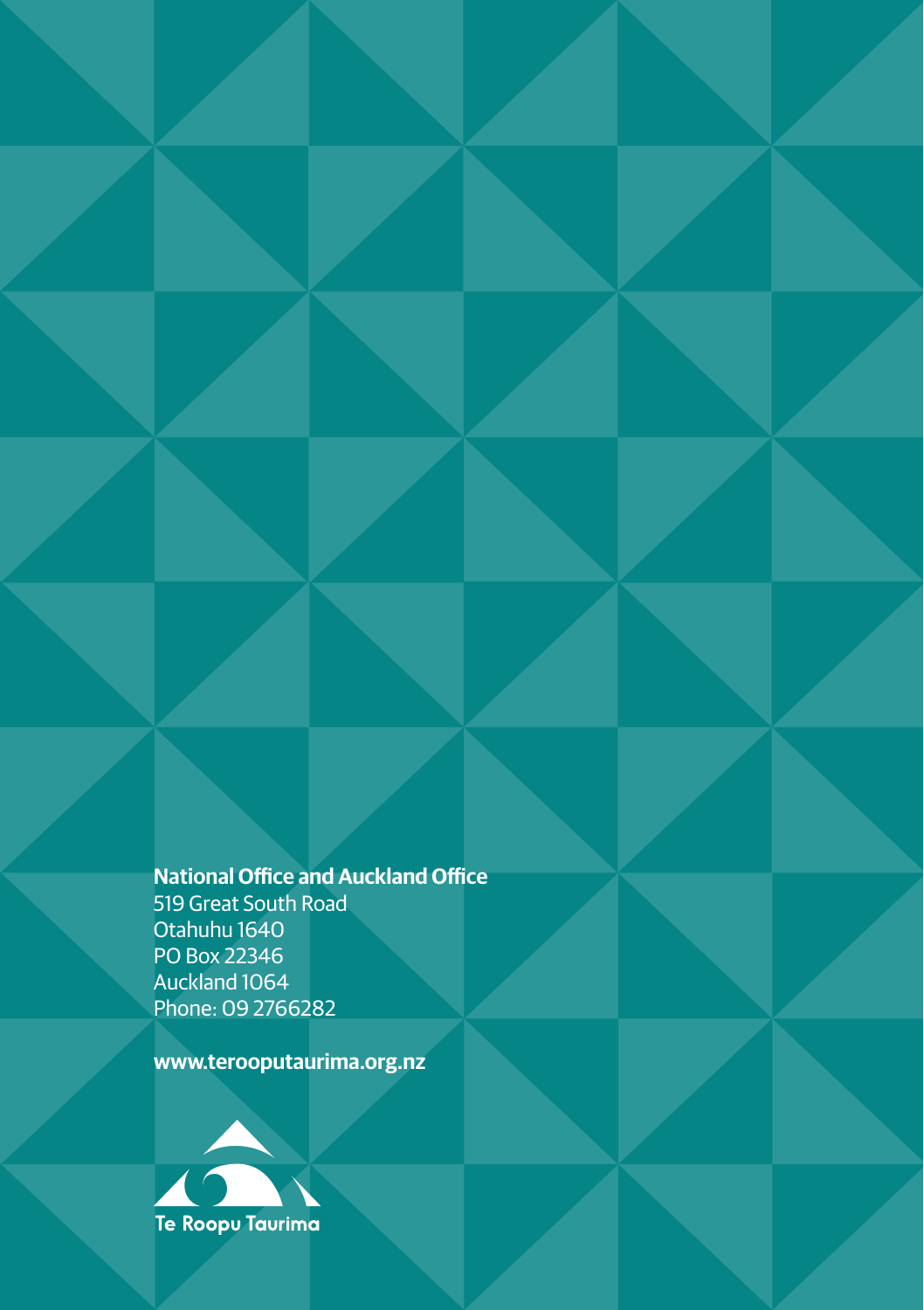**National Office and Auckland Office**
519 Great South Road
Otahuhu 1640
PO Box 22346
Auckland 1064
Phone: 09 2766282

**www.terooputaurima.org.nz**

Te Roopu Taurima